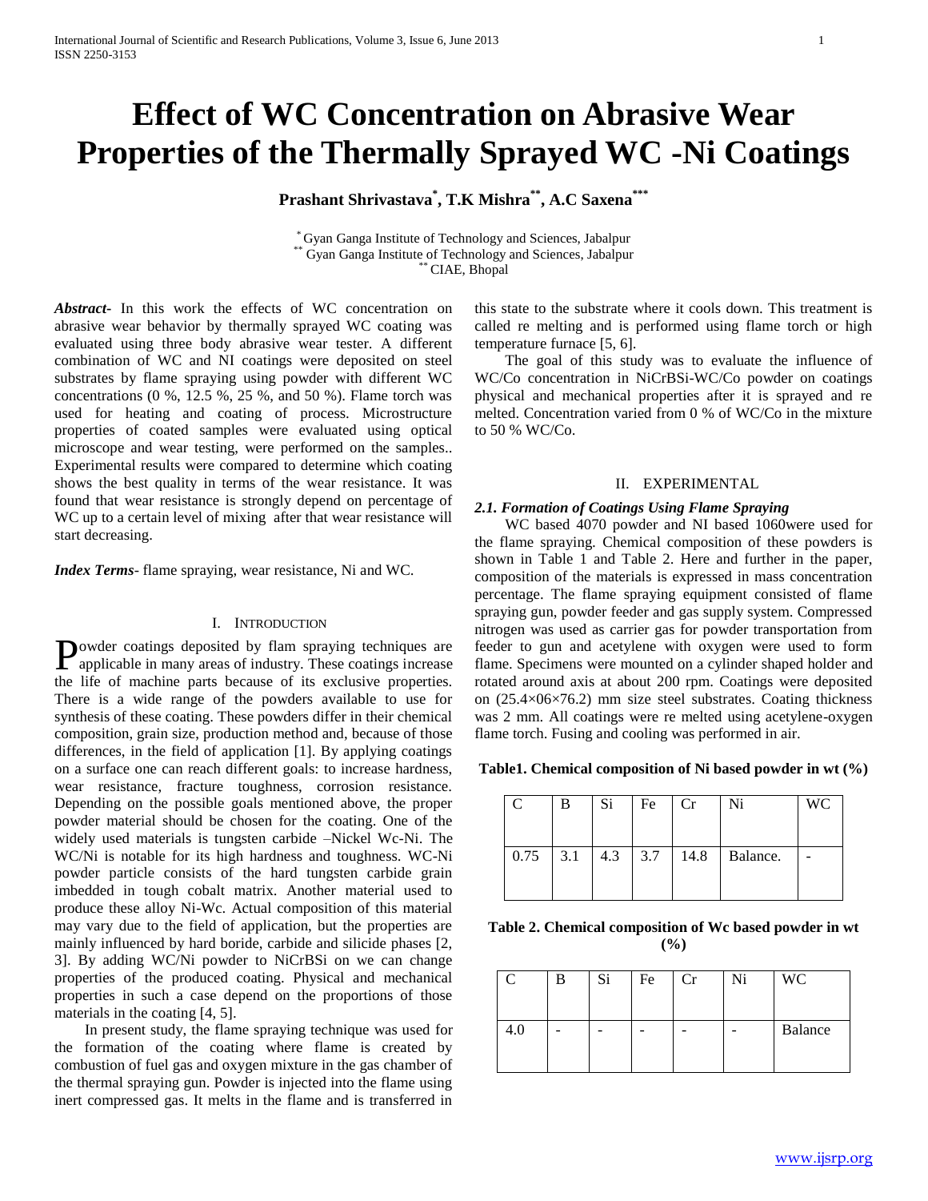# Effect of WC Concentration on Abrasive Wear Properties of the Thermally Sprayed WC -Ni Coatings

**Prashant Shrivastava[*], T.K Mishra[**], A.C Saxena[***]**

[*] Gyan Ganga Institute of Technology and Sciences, Jabalpur
[**] Gyan Ganga Institute of Technology and Sciences, Jabalpur
[**] CIAE, Bhopal

***Abstract*-** In this work the effects of WC concentration on abrasive wear behavior by thermally sprayed WC coating was evaluated using three body abrasive wear tester. A different combination of WC and NI coatings were deposited on steel substrates by flame spraying using powder with different WC concentrations (0 %, 12.5 %, 25 %, and 50 %). Flame torch was used for heating and coating of process. Microstructure properties of coated samples were evaluated using optical microscope and wear testing, were performed on the samples.. Experimental results were compared to determine which coating shows the best quality in terms of the wear resistance. It was found that wear resistance is strongly depend on percentage of WC up to a certain level of mixing after that wear resistance will start decreasing.

***Index Terms*-** flame spraying, wear resistance, Ni and WC.

## I. Introduction

Powder coatings deposited by flam spraying techniques are applicable in many areas of industry. These coatings increase the life of machine parts because of its exclusive properties. There is a wide range of the powders available to use for synthesis of these coating. These powders differ in their chemical composition, grain size, production method and, because of those differences, in the field of application [1]. By applying coatings on a surface one can reach different goals: to increase hardness, wear resistance, fracture toughness, corrosion resistance. Depending on the possible goals mentioned above, the proper powder material should be chosen for the coating. One of the widely used materials is tungsten carbide –Nickel Wc-Ni. The WC/Ni is notable for its high hardness and toughness. WC-Ni powder particle consists of the hard tungsten carbide grain imbedded in tough cobalt matrix. Another material used to produce these alloy Ni-Wc. Actual composition of this material may vary due to the field of application, but the properties are mainly influenced by hard boride, carbide and silicide phases [2, 3]. By adding WC/Ni powder to NiCrBSi on we can change properties of the produced coating. Physical and mechanical properties in such a case depend on the proportions of those materials in the coating [4, 5].

In present study, the flame spraying technique was used for the formation of the coating where flame is created by combustion of fuel gas and oxygen mixture in the gas chamber of the thermal spraying gun. Powder is injected into the flame using inert compressed gas. It melts in the flame and is transferred in this state to the substrate where it cools down. This treatment is called re melting and is performed using flame torch or high temperature furnace [5, 6].

The goal of this study was to evaluate the influence of WC/Co concentration in NiCrBSi-WC/Co powder on coatings physical and mechanical properties after it is sprayed and re melted. Concentration varied from 0 % of WC/Co in the mixture to 50 % WC/Co.

## II. Experimental

### *2.1. Formation of Coatings Using Flame Spraying*

WC based 4070 powder and NI based 1060were used for the flame spraying. Chemical composition of these powders is shown in Table 1 and Table 2. Here and further in the paper, composition of the materials is expressed in mass concentration percentage. The flame spraying equipment consisted of flame spraying gun, powder feeder and gas supply system. Compressed nitrogen was used as carrier gas for powder transportation from feeder to gun and acetylene with oxygen were used to form flame. Specimens were mounted on a cylinder shaped holder and rotated around axis at about 200 rpm. Coatings were deposited on (25.4×06×76.2) mm size steel substrates. Coating thickness was 2 mm. All coatings were re melted using acetylene-oxygen flame torch. Fusing and cooling was performed in air.

**Table1. Chemical composition of Ni based powder in wt (%)**

| C | B | Si | Fe | Cr | Ni | WC |
|---|---|---|---|---|---|---|
| 0.75 | 3.1 | 4.3 | 3.7 | 14.8 | Balance. | - |

**Table 2. Chemical composition of Wc based powder in wt (%)**

| C | B | Si | Fe | Cr | Ni | WC |
|---|---|---|---|---|---|---|
| 4.0 | - | - | - | - | - | Balance |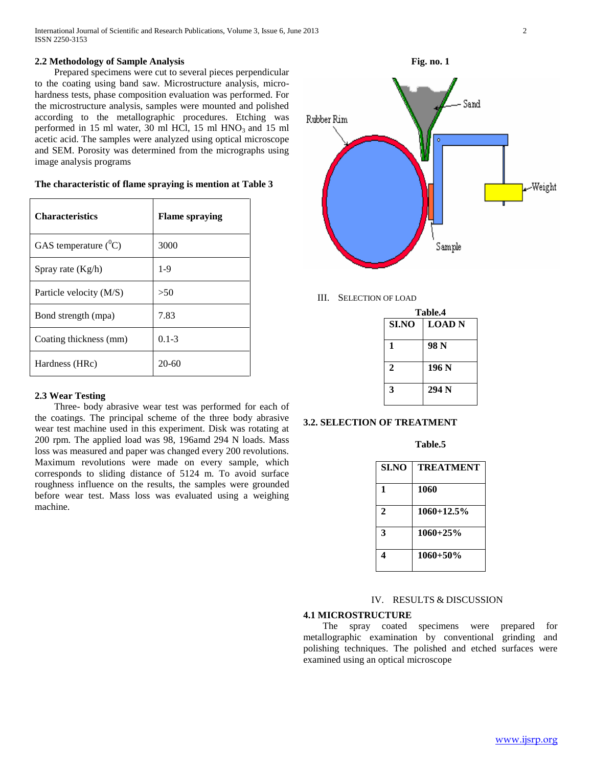### 2.2 Methodology of Sample Analysis

Prepared specimens were cut to several pieces perpendicular to the coating using band saw. Microstructure analysis, micro-hardness tests, phase composition evaluation was performed. For the microstructure analysis, samples were mounted and polished according to the metallographic procedures. Etching was performed in 15 ml water, 30 ml HCl, 15 ml $HNO_3$ and 15 ml acetic acid. The samples were analyzed using optical microscope and SEM. Porosity was determined from the micrographs using image analysis programs

**The characteristic of flame spraying is mention at Table 3**

| Characteristics | Flame spraying |
|---|---|
| GAS temperature ($^0$C) | 3000 |
| Spray rate (Kg/h) | 1-9 |
| Particle velocity (M/S) | >50 |
| Bond strength (mpa) | 7.83 |
| Coating thickness (mm) | 0.1-3 |
| Hardness (HRc) | 20-60 |

### 2.3 Wear Testing

Three- body abrasive wear test was performed for each of the coatings. The principal scheme of the three body abrasive wear test machine used in this experiment. Disk was rotating at 200 rpm. The applied load was 98, 196amd 294 N loads. Mass loss was measured and paper was changed every 200 revolutions. Maximum revolutions were made on every sample, which corresponds to sliding distance of 5124 m. To avoid surface roughness influence on the results, the samples were grounded before wear test. Mass loss was evaluated using a weighing machine.

**Fig. no. 1**

Rubber Rim — Sand — Weight — Sample

## III. Selection of Load

**Table.4**

| SI.NO | LOAD N |
|---|---|
| 1 | 98 N |
| 2 | 196 N |
| 3 | 294 N |

### 3.2. SELECTION OF TREATMENT

**Table.5**

| SI.NO | TREATMENT |
|---|---|
| 1 | 1060 |
| 2 | 1060+12.5% |
| 3 | 1060+25% |
| 4 | 1060+50% |

## IV. Results & Discussion

### 4.1 MICROSTRUCTURE

The spray coated specimens were prepared for metallographic examination by conventional grinding and polishing techniques. The polished and etched surfaces were examined using an optical microscope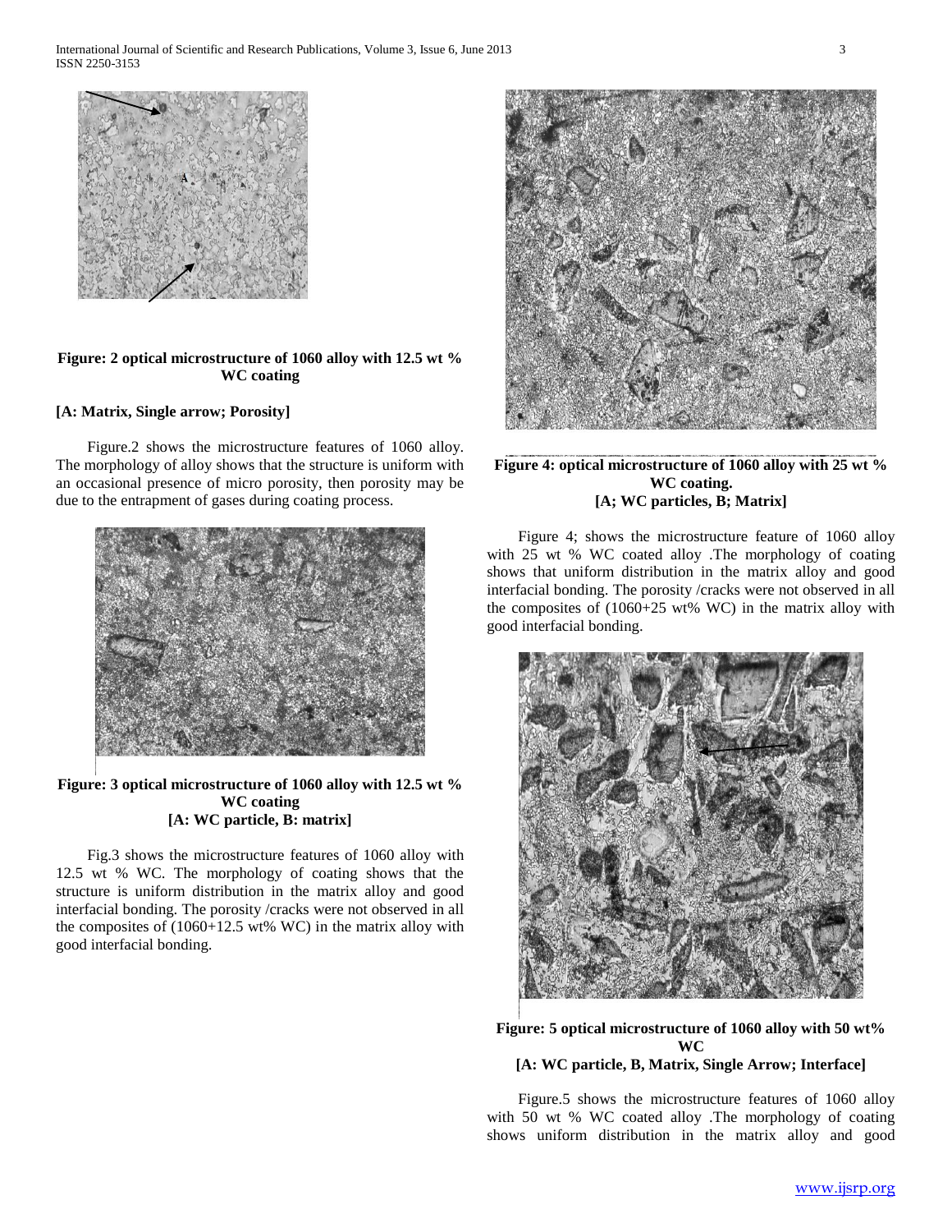**Figure: 2 optical microstructure of 1060 alloy with 12.5 wt % WC coating**

**[A: Matrix, Single arrow; Porosity]**

Figure.2 shows the microstructure features of 1060 alloy. The morphology of alloy shows that the structure is uniform with an occasional presence of micro porosity, then porosity may be due to the entrapment of gases during coating process.

**Figure: 3 optical microstructure of 1060 alloy with 12.5 wt % WC coating**
**[A: WC particle, B: matrix]**

Fig.3 shows the microstructure features of 1060 alloy with 12.5 wt % WC. The morphology of coating shows that the structure is uniform distribution in the matrix alloy and good interfacial bonding. The porosity /cracks were not observed in all the composites of (1060+12.5 wt% WC) in the matrix alloy with good interfacial bonding.

**Figure 4: optical microstructure of 1060 alloy with 25 wt % WC coating.**
**[A; WC particles, B; Matrix]**

Figure 4; shows the microstructure feature of 1060 alloy with 25 wt % WC coated alloy .The morphology of coating shows that uniform distribution in the matrix alloy and good interfacial bonding. The porosity /cracks were not observed in all the composites of (1060+25 wt% WC) in the matrix alloy with good interfacial bonding.

**Figure: 5 optical microstructure of 1060 alloy with 50 wt% WC**
**[A: WC particle, B, Matrix, Single Arrow; Interface]**

Figure.5 shows the microstructure features of 1060 alloy with 50 wt % WC coated alloy .The morphology of coating shows uniform distribution in the matrix alloy and good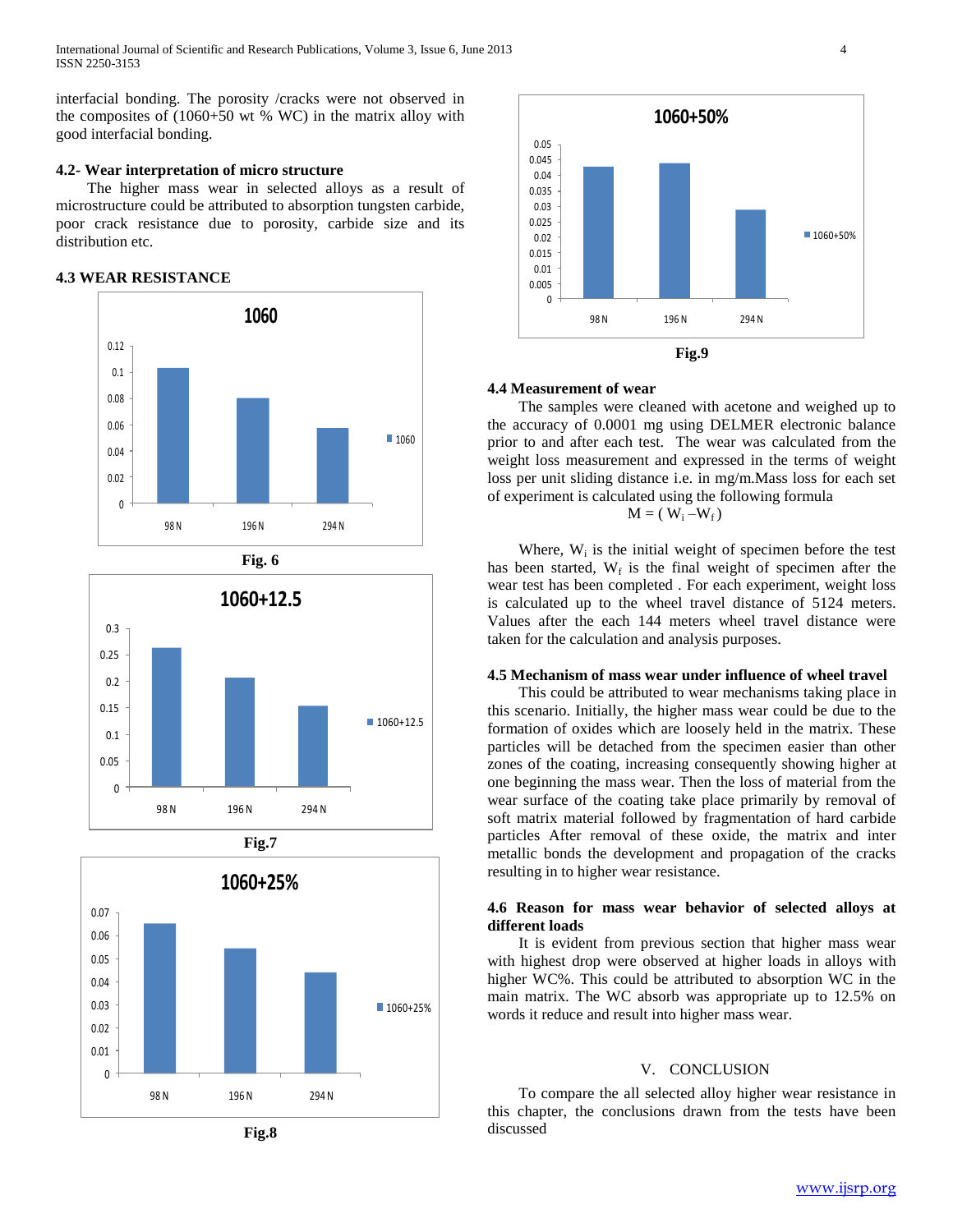interfacial bonding. The porosity /cracks were not observed in the composites of (1060+50 wt % WC) in the matrix alloy with good interfacial bonding.

### 4.2- Wear interpretation of micro structure

The higher mass wear in selected alloys as a result of microstructure could be attributed to absorption tungsten carbide, poor crack resistance due to porosity, carbide size and its distribution etc.

### 4.3 WEAR RESISTANCE

Fig. 6

Fig.7

Fig.8

Fig.9

### 4.4 Measurement of wear

The samples were cleaned with acetone and weighed up to the accuracy of 0.0001 mg using DELMER electronic balance prior to and after each test. The wear was calculated from the weight loss measurement and expressed in the terms of weight loss per unit sliding distance i.e. in mg/m.Mass loss for each set of experiment is calculated using the following formula

$$M = ( W_i - W_f )$$

Where, $W_i$ is the initial weight of specimen before the test has been started, $W_f$ is the final weight of specimen after the wear test has been completed . For each experiment, weight loss is calculated up to the wheel travel distance of 5124 meters. Values after the each 144 meters wheel travel distance were taken for the calculation and analysis purposes.

### 4.5 Mechanism of mass wear under influence of wheel travel

This could be attributed to wear mechanisms taking place in this scenario. Initially, the higher mass wear could be due to the formation of oxides which are loosely held in the matrix. These particles will be detached from the specimen easier than other zones of the coating, increasing consequently showing higher at one beginning the mass wear. Then the loss of material from the wear surface of the coating take place primarily by removal of soft matrix material followed by fragmentation of hard carbide particles After removal of these oxide, the matrix and inter metallic bonds the development and propagation of the cracks resulting in to higher wear resistance.

### 4.6 Reason for mass wear behavior of selected alloys at different loads

It is evident from previous section that higher mass wear with highest drop were observed at higher loads in alloys with higher WC%. This could be attributed to absorption WC in the main matrix. The WC absorb was appropriate up to 12.5% on words it reduce and result into higher mass wear.

## V. CONCLUSION

To compare the all selected alloy higher wear resistance in this chapter, the conclusions drawn from the tests have been discussed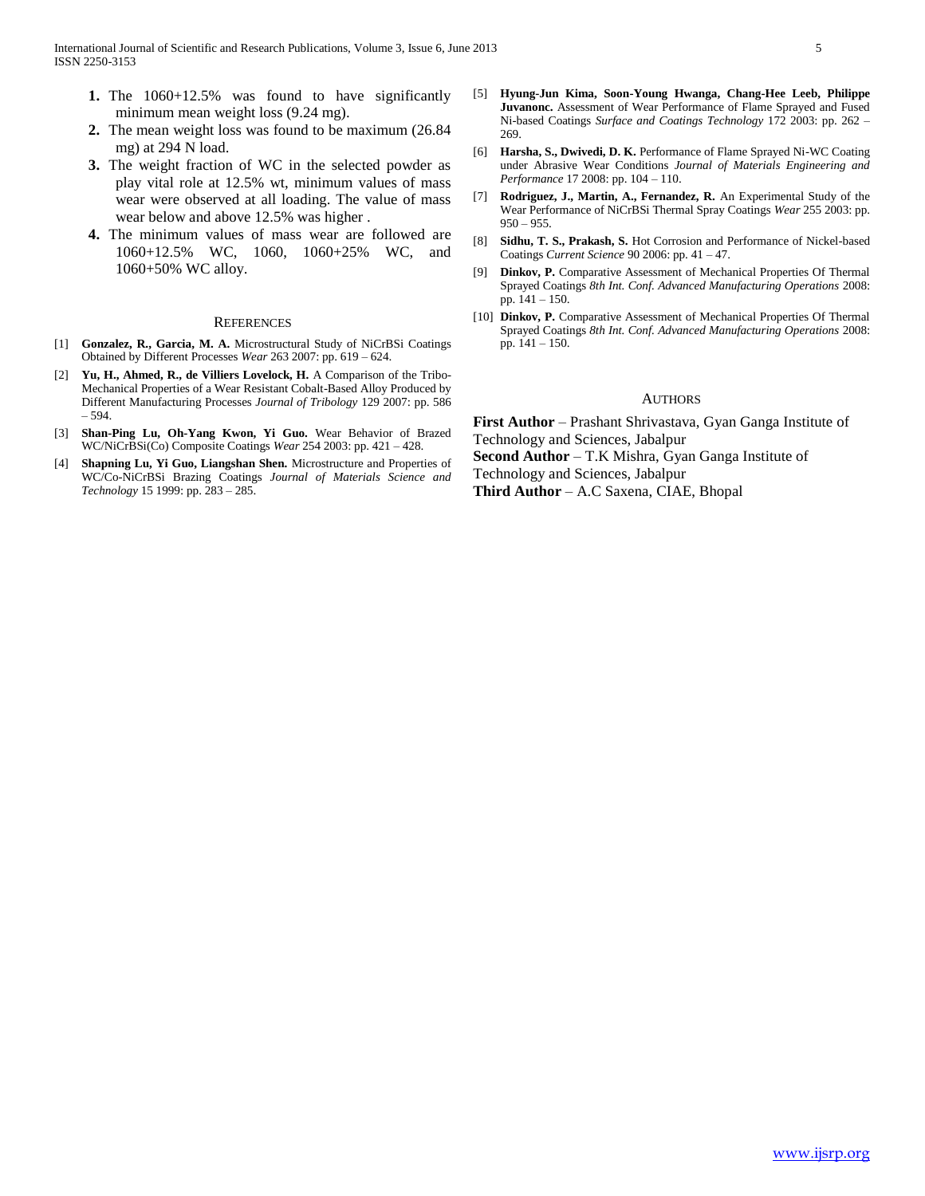1. The 1060+12.5% was found to have significantly minimum mean weight loss (9.24 mg).
2. The mean weight loss was found to be maximum (26.84 mg) at 294 N load.
3. The weight fraction of WC in the selected powder as play vital role at 12.5% wt, minimum values of mass wear were observed at all loading. The value of mass wear below and above 12.5% was higher .
4. The minimum values of mass wear are followed are 1060+12.5% WC, 1060, 1060+25% WC, and 1060+50% WC alloy.

## REFERENCES

[1] **Gonzalez, R., Garcia, M. A.** Microstructural Study of NiCrBSi Coatings Obtained by Different Processes *Wear* 263 2007: pp. 619 – 624.

[2] **Yu, H., Ahmed, R., de Villiers Lovelock, H.** A Comparison of the Tribo-Mechanical Properties of a Wear Resistant Cobalt-Based Alloy Produced by Different Manufacturing Processes *Journal of Tribology* 129 2007: pp. 586 – 594.

[3] **Shan-Ping Lu, Oh-Yang Kwon, Yi Guo.** Wear Behavior of Brazed WC/NiCrBSi(Co) Composite Coatings *Wear* 254 2003: pp. 421 – 428.

[4] **Shapning Lu, Yi Guo, Liangshan Shen.** Microstructure and Properties of WC/Co-NiCrBSi Brazing Coatings *Journal of Materials Science and Technology* 15 1999: pp. 283 – 285.

[5] **Hyung-Jun Kima, Soon-Young Hwanga, Chang-Hee Leeb, Philippe Juvanonc.** Assessment of Wear Performance of Flame Sprayed and Fused Ni-based Coatings *Surface and Coatings Technology* 172 2003: pp. 262 – 269.

[6] **Harsha, S., Dwivedi, D. K.** Performance of Flame Sprayed Ni-WC Coating under Abrasive Wear Conditions *Journal of Materials Engineering and Performance* 17 2008: pp. 104 – 110.

[7] **Rodriguez, J., Martin, A., Fernandez, R.** An Experimental Study of the Wear Performance of NiCrBSi Thermal Spray Coatings *Wear* 255 2003: pp. 950 – 955.

[8] **Sidhu, T. S., Prakash, S.** Hot Corrosion and Performance of Nickel-based Coatings *Current Science* 90 2006: pp. 41 – 47.

[9] **Dinkov, P.** Comparative Assessment of Mechanical Properties Of Thermal Sprayed Coatings *8th Int. Conf. Advanced Manufacturing Operations* 2008: pp. 141 – 150.

[10] **Dinkov, P.** Comparative Assessment of Mechanical Properties Of Thermal Sprayed Coatings *8th Int. Conf. Advanced Manufacturing Operations* 2008: pp. 141 – 150.

## AUTHORS

**First Author** – Prashant Shrivastava, Gyan Ganga Institute of Technology and Sciences, Jabalpur

**Second Author** – T.K Mishra, Gyan Ganga Institute of Technology and Sciences, Jabalpur

**Third Author** – A.C Saxena, CIAE, Bhopal